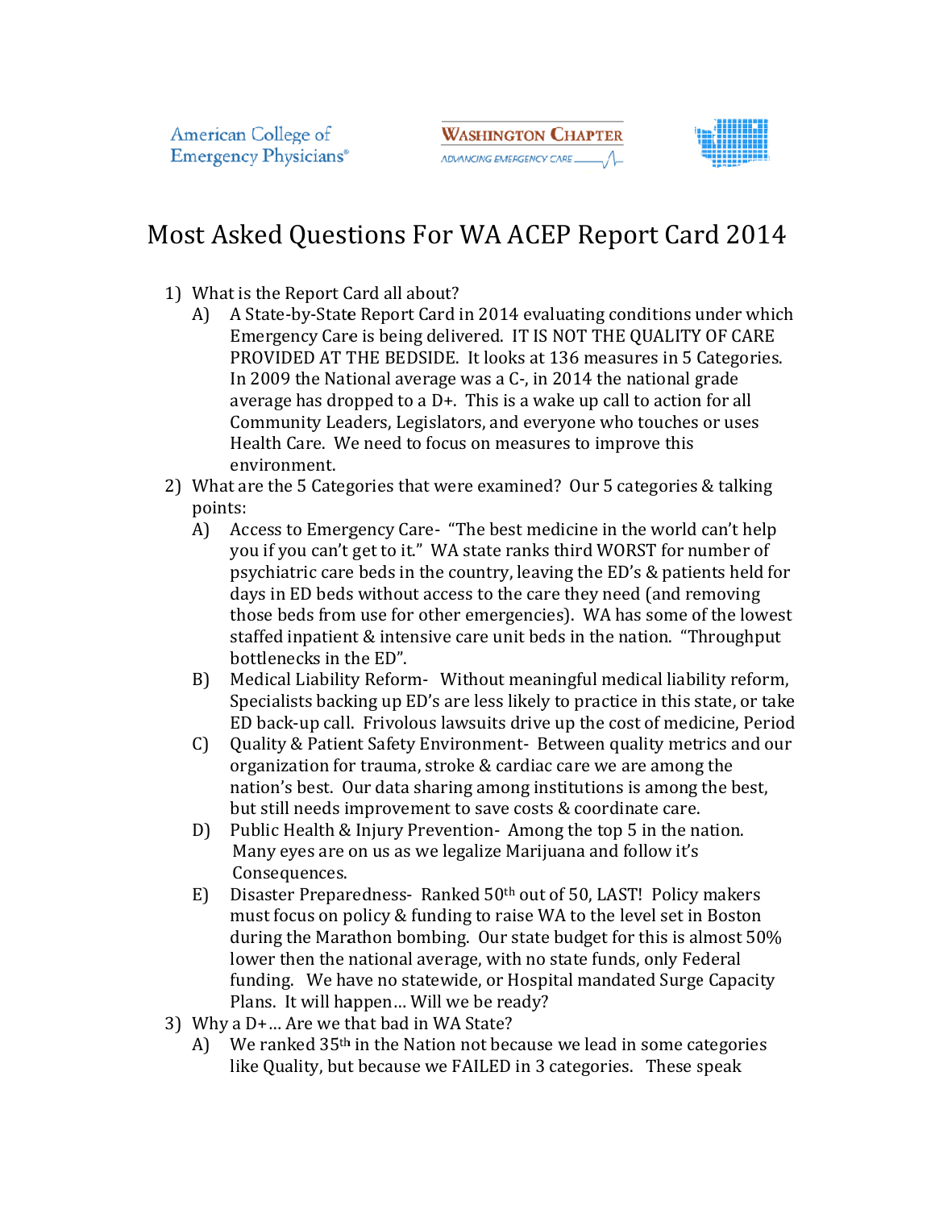American College of Emergency Physicians®

WASHINGTON CHAPTER
ADVANCING EMERGENCY CARE

# Most Asked Questions For WA ACEP Report Card 2014

1) What is the Report Card all about?
   A) A State-by-State Report Card in 2014 evaluating conditions under which Emergency Care is being delivered. IT IS NOT THE QUALITY OF CARE PROVIDED AT THE BEDSIDE. It looks at 136 measures in 5 Categories. In 2009 the National average was a C-, in 2014 the national grade average has dropped to a D+. This is a wake up call to action for all Community Leaders, Legislators, and everyone who touches or uses Health Care. We need to focus on measures to improve this environment.
2) What are the 5 Categories that were examined? Our 5 categories & talking points:
   A) Access to Emergency Care- "The best medicine in the world can't help you if you can't get to it." WA state ranks third WORST for number of psychiatric care beds in the country, leaving the ED's & patients held for days in ED beds without access to the care they need (and removing those beds from use for other emergencies). WA has some of the lowest staffed inpatient & intensive care unit beds in the nation. "Throughput bottlenecks in the ED".
   B) Medical Liability Reform- Without meaningful medical liability reform, Specialists backing up ED's are less likely to practice in this state, or take ED back-up call. Frivolous lawsuits drive up the cost of medicine, Period
   C) Quality & Patient Safety Environment- Between quality metrics and our organization for trauma, stroke & cardiac care we are among the nation's best. Our data sharing among institutions is among the best, but still needs improvement to save costs & coordinate care.
   D) Public Health & Injury Prevention- Among the top 5 in the nation. Many eyes are on us as we legalize Marijuana and follow it's Consequences.
   E) Disaster Preparedness- Ranked 50th out of 50, LAST! Policy makers must focus on policy & funding to raise WA to the level set in Boston during the Marathon bombing. Our state budget for this is almost 50% lower then the national average, with no state funds, only Federal funding. We have no statewide, or Hospital mandated Surge Capacity Plans. It will happen… Will we be ready?
3) Why a D+… Are we that bad in WA State?
   A) We ranked 35th in the Nation not because we lead in some categories like Quality, but because we FAILED in 3 categories. These speak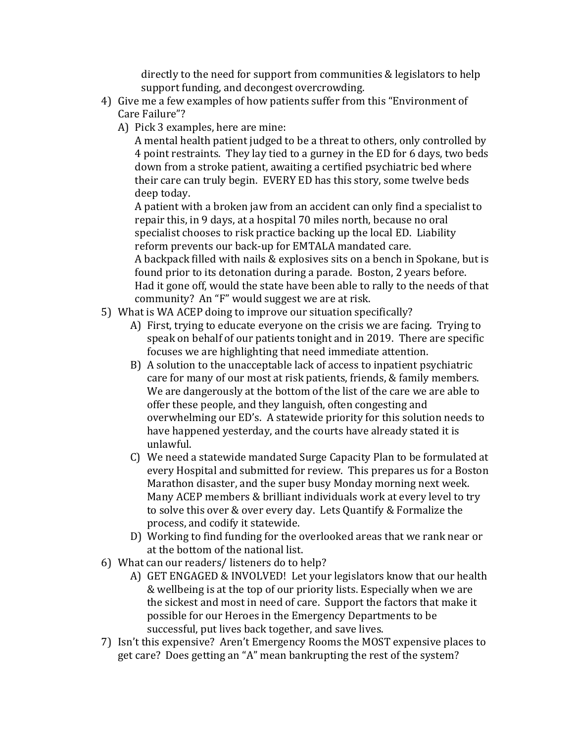directly to the need for support from communities & legislators to help support funding, and decongest overcrowding.

4) Give me a few examples of how patients suffer from this "Environment of Care Failure"?
   A) Pick 3 examples, here are mine:
      A mental health patient judged to be a threat to others, only controlled by 4 point restraints. They lay tied to a gurney in the ED for 6 days, two beds down from a stroke patient, awaiting a certified psychiatric bed where their care can truly begin. EVERY ED has this story, some twelve beds deep today.
      A patient with a broken jaw from an accident can only find a specialist to repair this, in 9 days, at a hospital 70 miles north, because no oral specialist chooses to risk practice backing up the local ED. Liability reform prevents our back-up for EMTALA mandated care.
      A backpack filled with nails & explosives sits on a bench in Spokane, but is found prior to its detonation during a parade. Boston, 2 years before. Had it gone off, would the state have been able to rally to the needs of that community? An "F" would suggest we are at risk.
5) What is WA ACEP doing to improve our situation specifically?
   A) First, trying to educate everyone on the crisis we are facing. Trying to speak on behalf of our patients tonight and in 2019. There are specific focuses we are highlighting that need immediate attention.
   B) A solution to the unacceptable lack of access to inpatient psychiatric care for many of our most at risk patients, friends, & family members. We are dangerously at the bottom of the list of the care we are able to offer these people, and they languish, often congesting and overwhelming our ED's. A statewide priority for this solution needs to have happened yesterday, and the courts have already stated it is unlawful.
   C) We need a statewide mandated Surge Capacity Plan to be formulated at every Hospital and submitted for review. This prepares us for a Boston Marathon disaster, and the super busy Monday morning next week. Many ACEP members & brilliant individuals work at every level to try to solve this over & over every day. Lets Quantify & Formalize the process, and codify it statewide.
   D) Working to find funding for the overlooked areas that we rank near or at the bottom of the national list.
6) What can our readers/ listeners do to help?
   A) GET ENGAGED & INVOLVED! Let your legislators know that our health & wellbeing is at the top of our priority lists. Especially when we are the sickest and most in need of care. Support the factors that make it possible for our Heroes in the Emergency Departments to be successful, put lives back together, and save lives.
7) Isn't this expensive? Aren't Emergency Rooms the MOST expensive places to get care? Does getting an "A" mean bankrupting the rest of the system?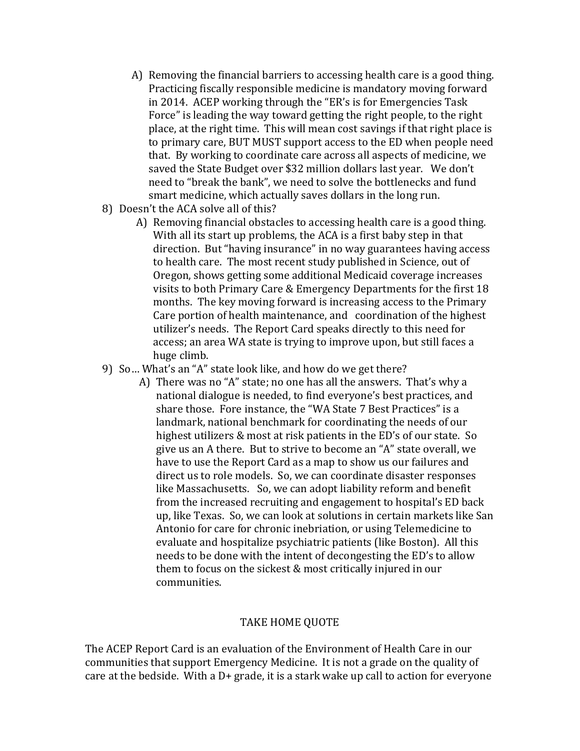A) Removing the financial barriers to accessing health care is a good thing. Practicing fiscally responsible medicine is mandatory moving forward in 2014. ACEP working through the "ER's is for Emergencies Task Force" is leading the way toward getting the right people, to the right place, at the right time. This will mean cost savings if that right place is to primary care, BUT MUST support access to the ED when people need that. By working to coordinate care across all aspects of medicine, we saved the State Budget over $32 million dollars last year. We don't need to "break the bank", we need to solve the bottlenecks and fund smart medicine, which actually saves dollars in the long run.

8) Doesn't the ACA solve all of this?

   A) Removing financial obstacles to accessing health care is a good thing. With all its start up problems, the ACA is a first baby step in that direction. But "having insurance" in no way guarantees having access to health care. The most recent study published in Science, out of Oregon, shows getting some additional Medicaid coverage increases visits to both Primary Care & Emergency Departments for the first 18 months. The key moving forward is increasing access to the Primary Care portion of health maintenance, and coordination of the highest utilizer's needs. The Report Card speaks directly to this need for access; an area WA state is trying to improve upon, but still faces a huge climb.

9) So… What's an "A" state look like, and how do we get there?

   A) There was no "A" state; no one has all the answers. That's why a national dialogue is needed, to find everyone's best practices, and share those. Fore instance, the "WA State 7 Best Practices" is a landmark, national benchmark for coordinating the needs of our highest utilizers & most at risk patients in the ED's of our state. So give us an A there. But to strive to become an "A" state overall, we have to use the Report Card as a map to show us our failures and direct us to role models. So, we can coordinate disaster responses like Massachusetts. So, we can adopt liability reform and benefit from the increased recruiting and engagement to hospital's ED back up, like Texas. So, we can look at solutions in certain markets like San Antonio for care for chronic inebriation, or using Telemedicine to evaluate and hospitalize psychiatric patients (like Boston). All this needs to be done with the intent of decongesting the ED's to allow them to focus on the sickest & most critically injured in our communities.

## TAKE HOME QUOTE

The ACEP Report Card is an evaluation of the Environment of Health Care in our communities that support Emergency Medicine. It is not a grade on the quality of care at the bedside. With a D+ grade, it is a stark wake up call to action for everyone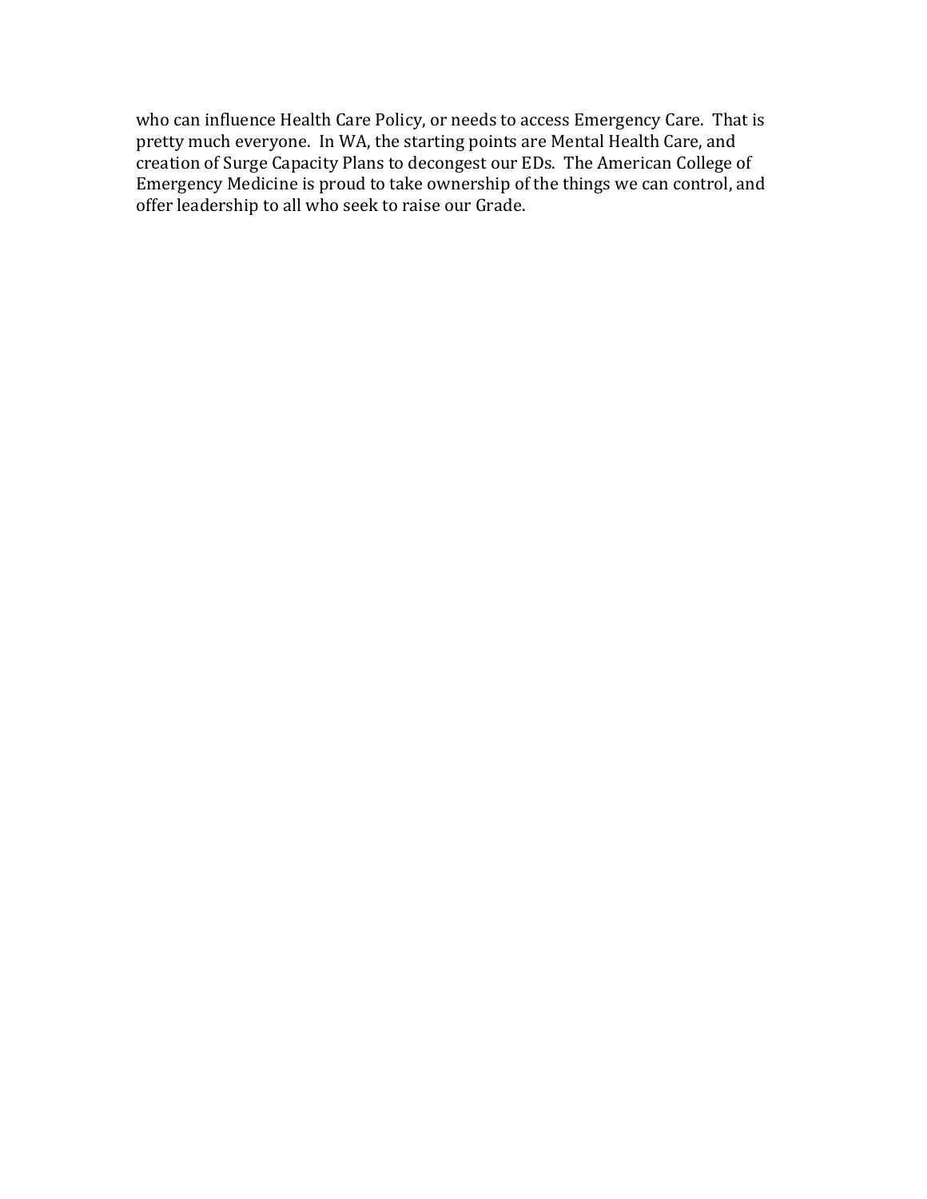who can influence Health Care Policy, or needs to access Emergency Care. That is pretty much everyone. In WA, the starting points are Mental Health Care, and creation of Surge Capacity Plans to decongest our EDs. The American College of Emergency Medicine is proud to take ownership of the things we can control, and offer leadership to all who seek to raise our Grade.